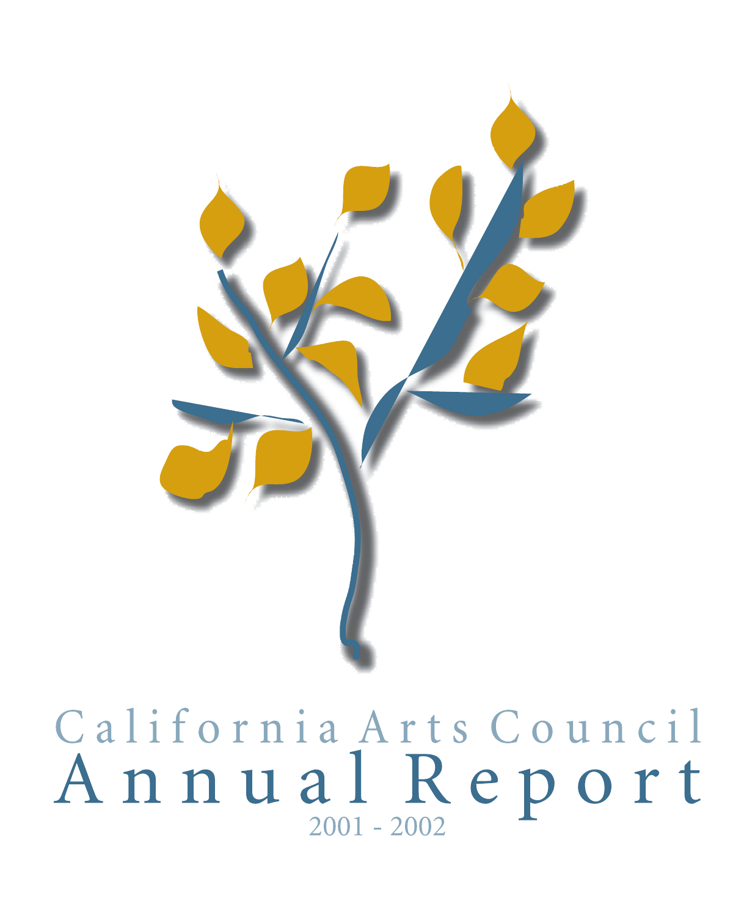California Arts Council

# Annual Report

2001 - 2002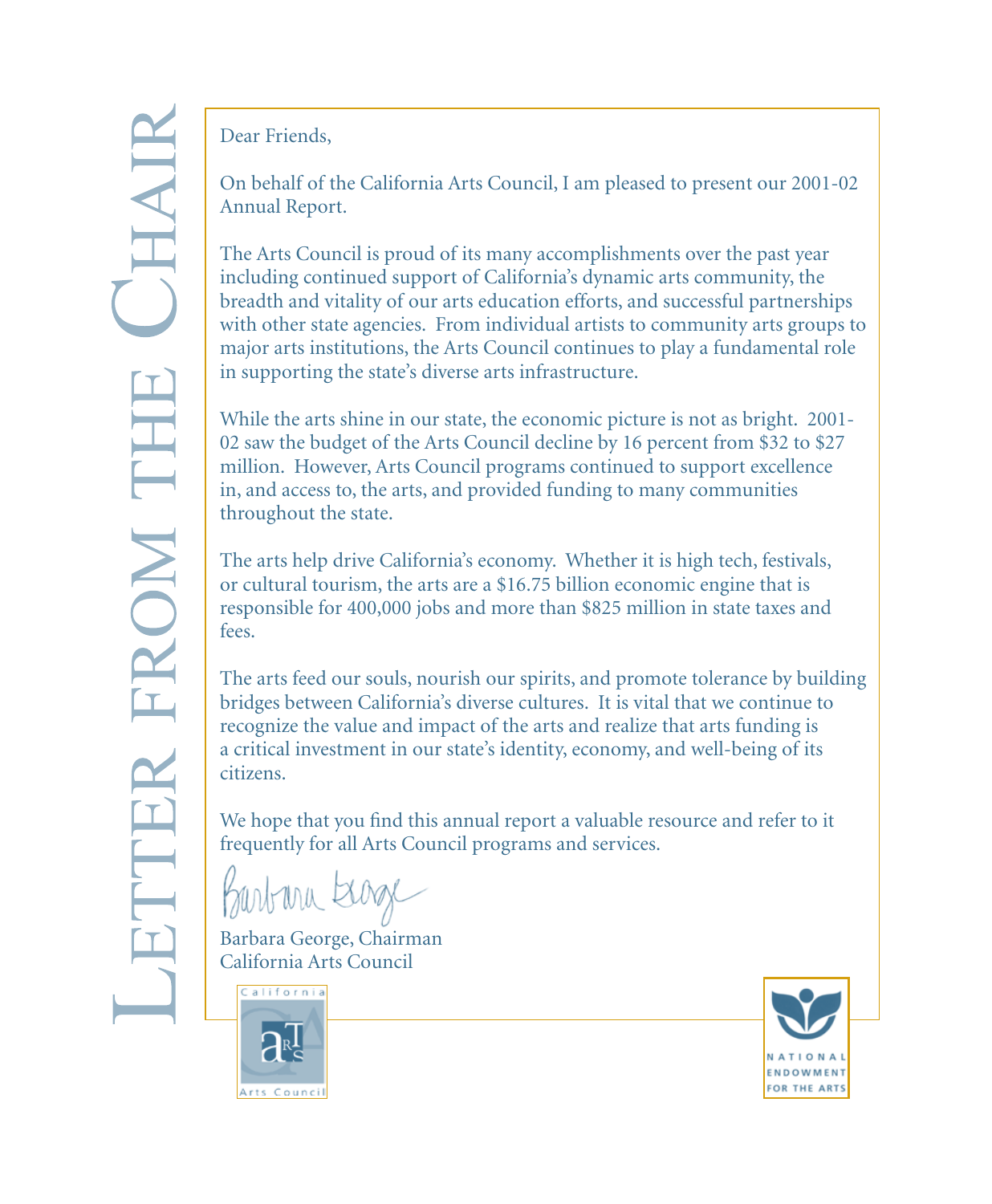# Letter from the Chair

Dear Friends,

On behalf of the California Arts Council, I am pleased to present our 2001-02 Annual Report.

The Arts Council is proud of its many accomplishments over the past year including continued support of California's dynamic arts community, the breadth and vitality of our arts education efforts, and successful partnerships with other state agencies. From individual artists to community arts groups to major arts institutions, the Arts Council continues to play a fundamental role in supporting the state's diverse arts infrastructure.

While the arts shine in our state, the economic picture is not as bright. 2001-02 saw the budget of the Arts Council decline by 16 percent from $32 to $27 million. However, Arts Council programs continued to support excellence in, and access to, the arts, and provided funding to many communities throughout the state.

The arts help drive California's economy. Whether it is high tech, festivals, or cultural tourism, the arts are a $16.75 billion economic engine that is responsible for 400,000 jobs and more than $825 million in state taxes and fees.

The arts feed our souls, nourish our spirits, and promote tolerance by building bridges between California's diverse cultures. It is vital that we continue to recognize the value and impact of the arts and realize that arts funding is a critical investment in our state's identity, economy, and well-being of its citizens.

We hope that you find this annual report a valuable resource and refer to it frequently for all Arts Council programs and services.

Barbara George

Barbara George, Chairman
California Arts Council

California Arts Council

National Endowment for the Arts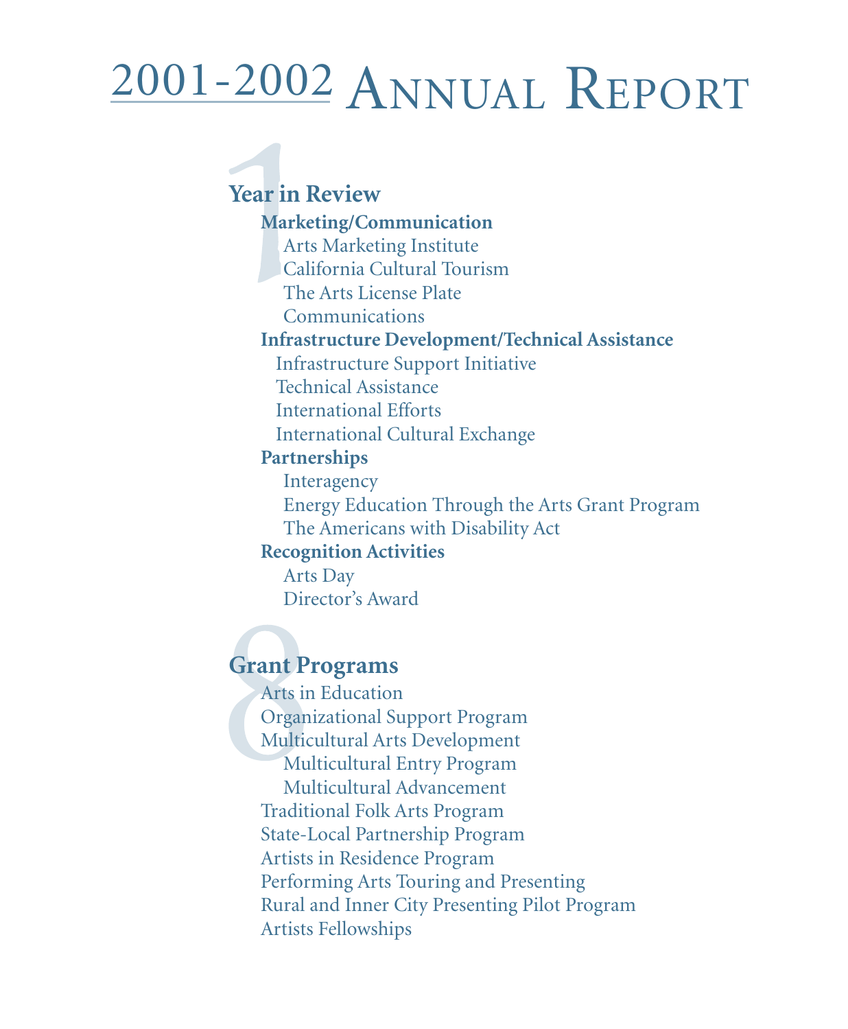# 2001-2002 Annual Report

## 1 Year in Review

**Marketing/Communication**

- Arts Marketing Institute
- California Cultural Tourism
- The Arts License Plate
- Communications

**Infrastructure Development/Technical Assistance**

- Infrastructure Support Initiative
- Technical Assistance
- International Efforts
- International Cultural Exchange

**Partnerships**

- Interagency
- Energy Education Through the Arts Grant Program
- The Americans with Disability Act

**Recognition Activities**

- Arts Day
- Director's Award

## 8 Grant Programs

- Arts in Education
- Organizational Support Program
- Multicultural Arts Development
  - Multicultural Entry Program
  - Multicultural Advancement
- Traditional Folk Arts Program
- State-Local Partnership Program
- Artists in Residence Program
- Performing Arts Touring and Presenting
- Rural and Inner City Presenting Pilot Program
- Artists Fellowships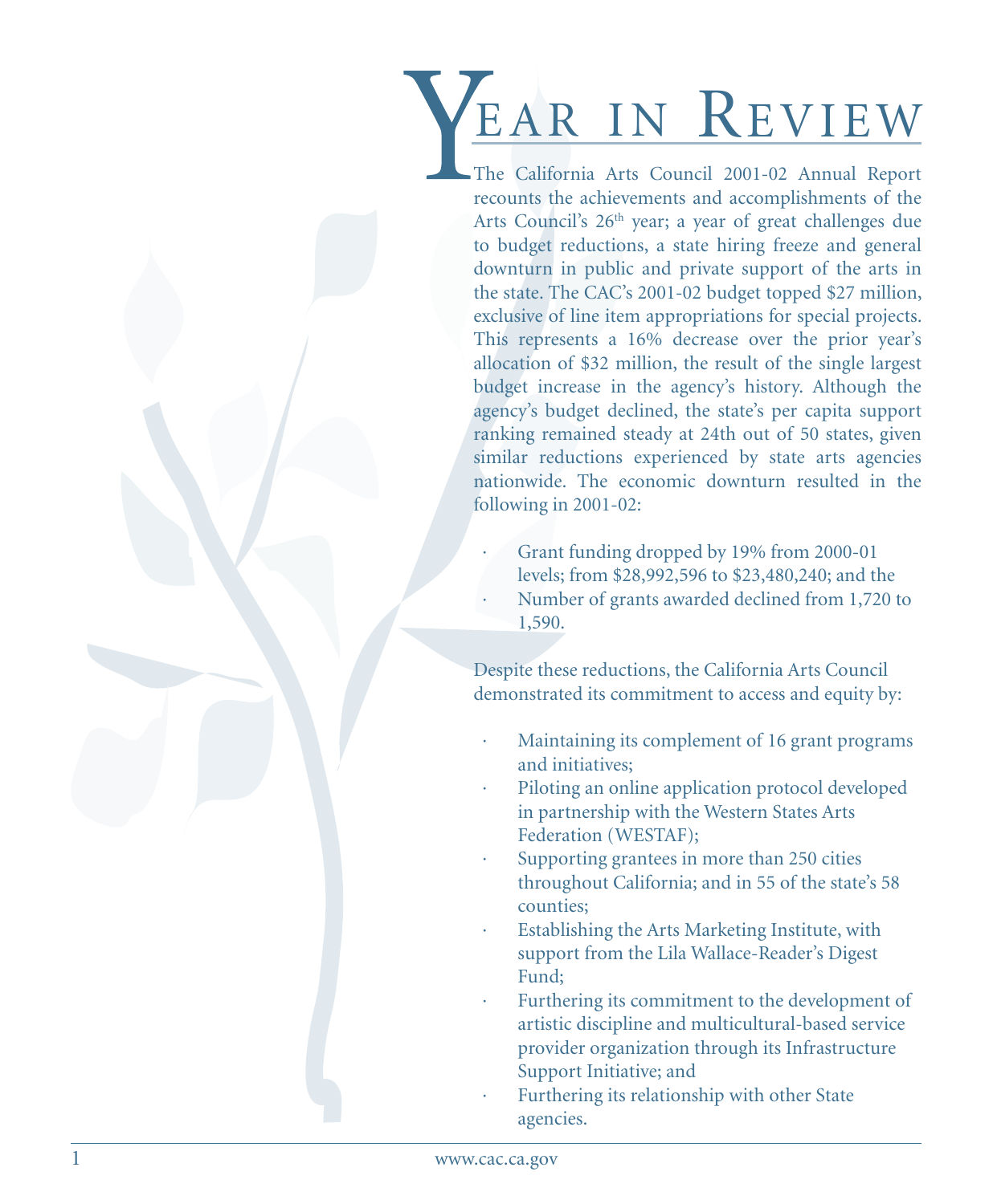# Year in Review

The California Arts Council 2001-02 Annual Report recounts the achievements and accomplishments of the Arts Council's 26th year; a year of great challenges due to budget reductions, a state hiring freeze and general downturn in public and private support of the arts in the state. The CAC's 2001-02 budget topped $27 million, exclusive of line item appropriations for special projects. This represents a 16% decrease over the prior year's allocation of $32 million, the result of the single largest budget increase in the agency's history. Although the agency's budget declined, the state's per capita support ranking remained steady at 24th out of 50 states, given similar reductions experienced by state arts agencies nationwide. The economic downturn resulted in the following in 2001-02:

- Grant funding dropped by 19% from 2000-01 levels; from $28,992,596 to $23,480,240; and the
- Number of grants awarded declined from 1,720 to 1,590.

Despite these reductions, the California Arts Council demonstrated its commitment to access and equity by:

- Maintaining its complement of 16 grant programs and initiatives;
- Piloting an online application protocol developed in partnership with the Western States Arts Federation (WESTAF);
- Supporting grantees in more than 250 cities throughout California; and in 55 of the state's 58 counties;
- Establishing the Arts Marketing Institute, with support from the Lila Wallace-Reader's Digest Fund;
- Furthering its commitment to the development of artistic discipline and multicultural-based service provider organization through its Infrastructure Support Initiative; and
- Furthering its relationship with other State agencies.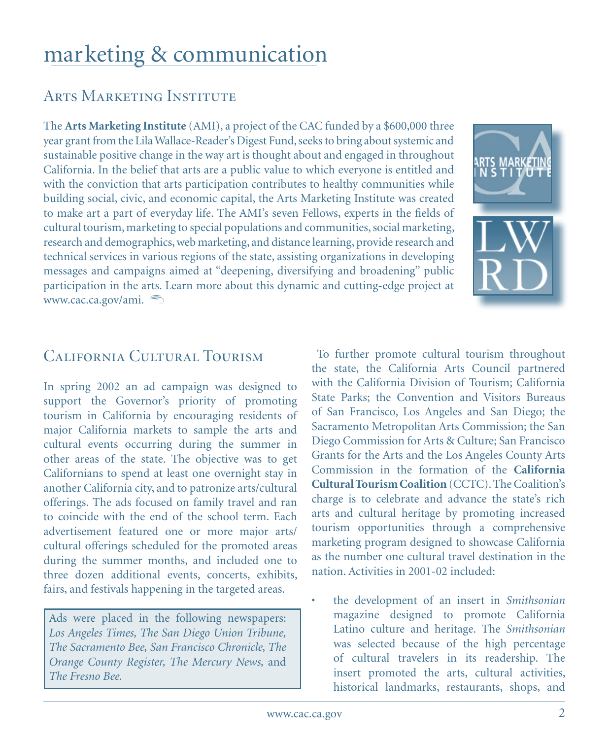# marketing & communication

## Arts Marketing Institute

The **Arts Marketing Institute** (AMI), a project of the CAC funded by a $600,000 three year grant from the Lila Wallace-Reader's Digest Fund, seeks to bring about systemic and sustainable positive change in the way art is thought about and engaged in throughout California. In the belief that arts are a public value to which everyone is entitled and with the conviction that arts participation contributes to healthy communities while building social, civic, and economic capital, the Arts Marketing Institute was created to make art a part of everyday life. The AMI's seven Fellows, experts in the fields of cultural tourism, marketing to special populations and communities, social marketing, research and demographics, web marketing, and distance learning, provide research and technical services in various regions of the state, assisting organizations in developing messages and campaigns aimed at "deepening, diversifying and broadening" public participation in the arts. Learn more about this dynamic and cutting-edge project at www.cac.ca.gov/ami.

## California Cultural Tourism

In spring 2002 an ad campaign was designed to support the Governor's priority of promoting tourism in California by encouraging residents of major California markets to sample the arts and cultural events occurring during the summer in other areas of the state. The objective was to get Californians to spend at least one overnight stay in another California city, and to patronize arts/cultural offerings. The ads focused on family travel and ran to coincide with the end of the school term. Each advertisement featured one or more major arts/ cultural offerings scheduled for the promoted areas during the summer months, and included one to three dozen additional events, concerts, exhibits, fairs, and festivals happening in the targeted areas.

Ads were placed in the following newspapers: *Los Angeles Times, The San Diego Union Tribune, The Sacramento Bee, San Francisco Chronicle, The Orange County Register, The Mercury News,* and *The Fresno Bee.*

To further promote cultural tourism throughout the state, the California Arts Council partnered with the California Division of Tourism; California State Parks; the Convention and Visitors Bureaus of San Francisco, Los Angeles and San Diego; the Sacramento Metropolitan Arts Commission; the San Diego Commission for Arts & Culture; San Francisco Grants for the Arts and the Los Angeles County Arts Commission in the formation of the **California Cultural Tourism Coalition** (CCTC). The Coalition's charge is to celebrate and advance the state's rich arts and cultural heritage by promoting increased tourism opportunities through a comprehensive marketing program designed to showcase California as the number one cultural travel destination in the nation. Activities in 2001-02 included:

- the development of an insert in *Smithsonian* magazine designed to promote California Latino culture and heritage. The *Smithsonian* was selected because of the high percentage of cultural travelers in its readership. The insert promoted the arts, cultural activities, historical landmarks, restaurants, shops, and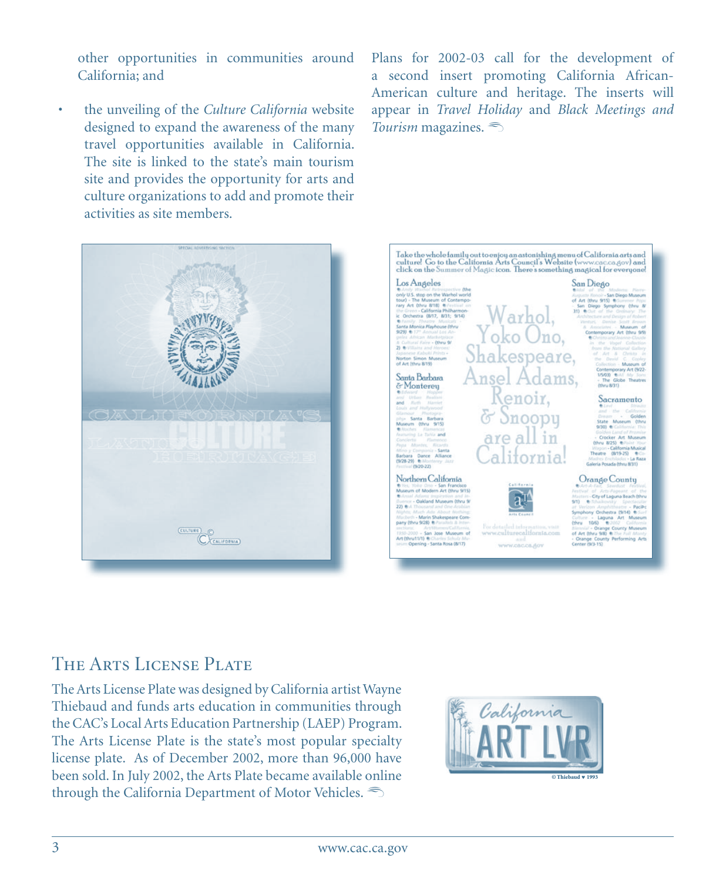other opportunities in communities around California; and

- the unveiling of the *Culture California* website designed to expand the awareness of the many travel opportunities available in California. The site is linked to the state's main tourism site and provides the opportunity for arts and culture organizations to add and promote their activities as site members.

Plans for 2002-03 call for the development of a second insert promoting California African-American culture and heritage. The inserts will appear in *Travel Holiday* and *Black Meetings and Tourism* magazines.

## The Arts License Plate

The Arts License Plate was designed by California artist Wayne Thiebaud and funds arts education in communities through the CAC's Local Arts Education Partnership (LAEP) Program. The Arts License Plate is the state's most popular specialty license plate. As of December 2002, more than 96,000 have been sold. In July 2002, the Arts Plate became available online through the California Department of Motor Vehicles.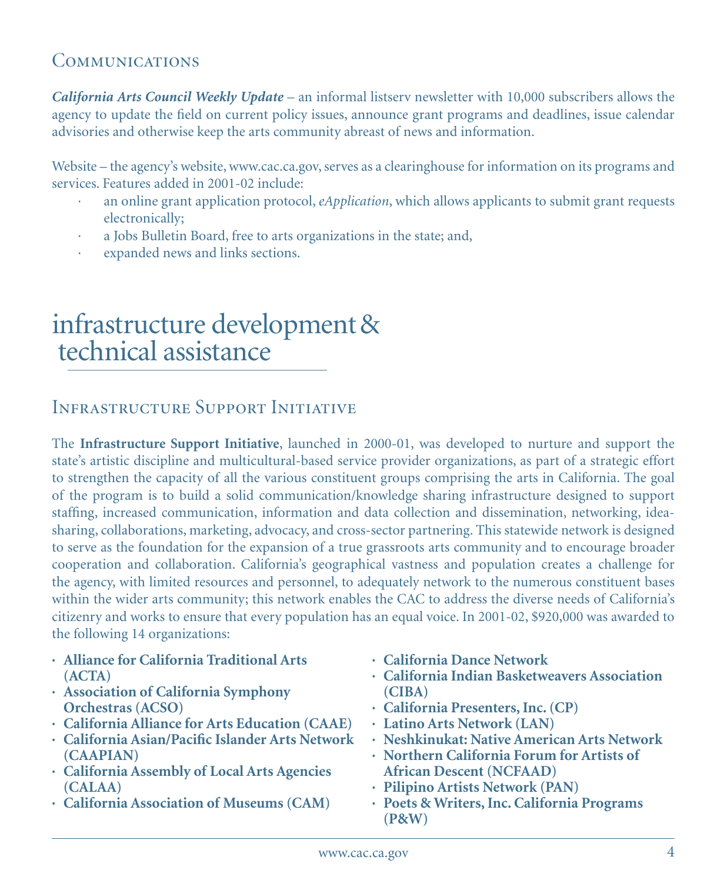## Communications

***California Arts Council Weekly Update*** – an informal listserv newsletter with 10,000 subscribers allows the agency to update the field on current policy issues, announce grant programs and deadlines, issue calendar advisories and otherwise keep the arts community abreast of news and information.

Website – the agency's website, www.cac.ca.gov, serves as a clearinghouse for information on its programs and services. Features added in 2001-02 include:

- an online grant application protocol, *eApplication*, which allows applicants to submit grant requests electronically;
- a Jobs Bulletin Board, free to arts organizations in the state; and,
- expanded news and links sections.

# infrastructure development & technical assistance

## Infrastructure Support Initiative

The **Infrastructure Support Initiative**, launched in 2000-01, was developed to nurture and support the state's artistic discipline and multicultural-based service provider organizations, as part of a strategic effort to strengthen the capacity of all the various constituent groups comprising the arts in California. The goal of the program is to build a solid communication/knowledge sharing infrastructure designed to support staffing, increased communication, information and data collection and dissemination, networking, idea-sharing, collaborations, marketing, advocacy, and cross-sector partnering. This statewide network is designed to serve as the foundation for the expansion of a true grassroots arts community and to encourage broader cooperation and collaboration. California's geographical vastness and population creates a challenge for the agency, with limited resources and personnel, to adequately network to the numerous constituent bases within the wider arts community; this network enables the CAC to address the diverse needs of California's citizenry and works to ensure that every population has an equal voice. In 2001-02, $920,000 was awarded to the following 14 organizations:

- **Alliance for California Traditional Arts (ACTA)**
- **Association of California Symphony Orchestras (ACSO)**
- **California Alliance for Arts Education (CAAE)**
- **California Asian/Pacific Islander Arts Network (CAAPIAN)**
- **California Assembly of Local Arts Agencies (CALAA)**
- **California Association of Museums (CAM)**
- **California Dance Network**
- **California Indian Basketweavers Association (CIBA)**
- **California Presenters, Inc. (CP)**
- **Latino Arts Network (LAN)**
- **Neshkinukat: Native American Arts Network**
- **Northern California Forum for Artists of African Descent (NCFAAD)**
- **Pilipino Artists Network (PAN)**
- **Poets & Writers, Inc. California Programs (P&W)**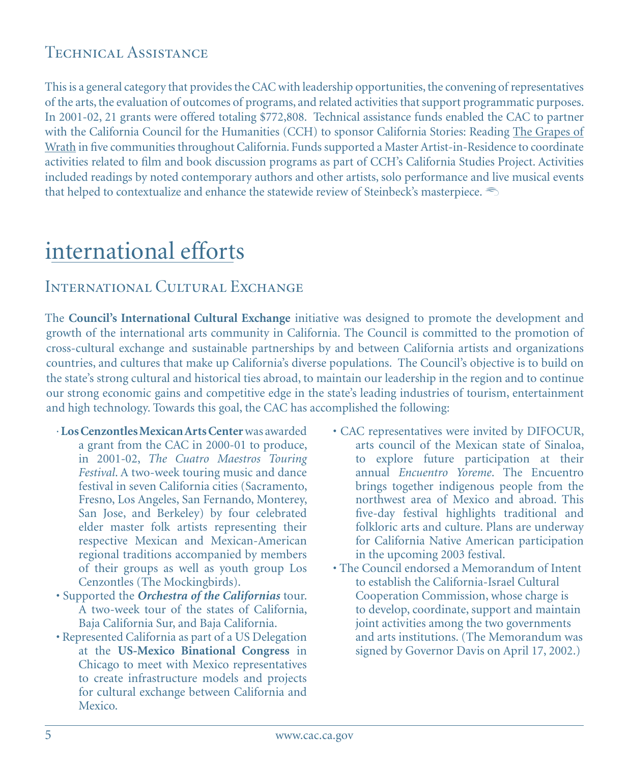## Technical Assistance

This is a general category that provides the CAC with leadership opportunities, the convening of representatives of the arts, the evaluation of outcomes of programs, and related activities that support programmatic purposes. In 2001-02, 21 grants were offered totaling $772,808. Technical assistance funds enabled the CAC to partner with the California Council for the Humanities (CCH) to sponsor California Stories: Reading The Grapes of Wrath in five communities throughout California. Funds supported a Master Artist-in-Residence to coordinate activities related to film and book discussion programs as part of CCH's California Studies Project. Activities included readings by noted contemporary authors and other artists, solo performance and live musical events that helped to contextualize and enhance the statewide review of Steinbeck's masterpiece.

# international efforts

## International Cultural Exchange

The **Council's International Cultural Exchange** initiative was designed to promote the development and growth of the international arts community in California. The Council is committed to the promotion of cross-cultural exchange and sustainable partnerships by and between California artists and organizations countries, and cultures that make up California's diverse populations. The Council's objective is to build on the state's strong cultural and historical ties abroad, to maintain our leadership in the region and to continue our strong economic gains and competitive edge in the state's leading industries of tourism, entertainment and high technology. Towards this goal, the CAC has accomplished the following:

- **Los Cenzontles Mexican Arts Center** was awarded a grant from the CAC in 2000-01 to produce, in 2001-02, *The Cuatro Maestros Touring Festival*. A two-week touring music and dance festival in seven California cities (Sacramento, Fresno, Los Angeles, San Fernando, Monterey, San Jose, and Berkeley) by four celebrated elder master folk artists representing their respective Mexican and Mexican-American regional traditions accompanied by members of their groups as well as youth group Los Cenzontles (The Mockingbirds).
- Supported the ***Orchestra of the Californias*** tour. A two-week tour of the states of California, Baja California Sur, and Baja California.
- Represented California as part of a US Delegation at the **US-Mexico Binational Congress** in Chicago to meet with Mexico representatives to create infrastructure models and projects for cultural exchange between California and Mexico.
- CAC representatives were invited by DIFOCUR, arts council of the Mexican state of Sinaloa, to explore future participation at their annual *Encuentro Yoreme*. The Encuentro brings together indigenous people from the northwest area of Mexico and abroad. This five-day festival highlights traditional and folkloric arts and culture. Plans are underway for California Native American participation in the upcoming 2003 festival.
- The Council endorsed a Memorandum of Intent to establish the California-Israel Cultural Cooperation Commission, whose charge is to develop, coordinate, support and maintain joint activities among the two governments and arts institutions. (The Memorandum was signed by Governor Davis on April 17, 2002.)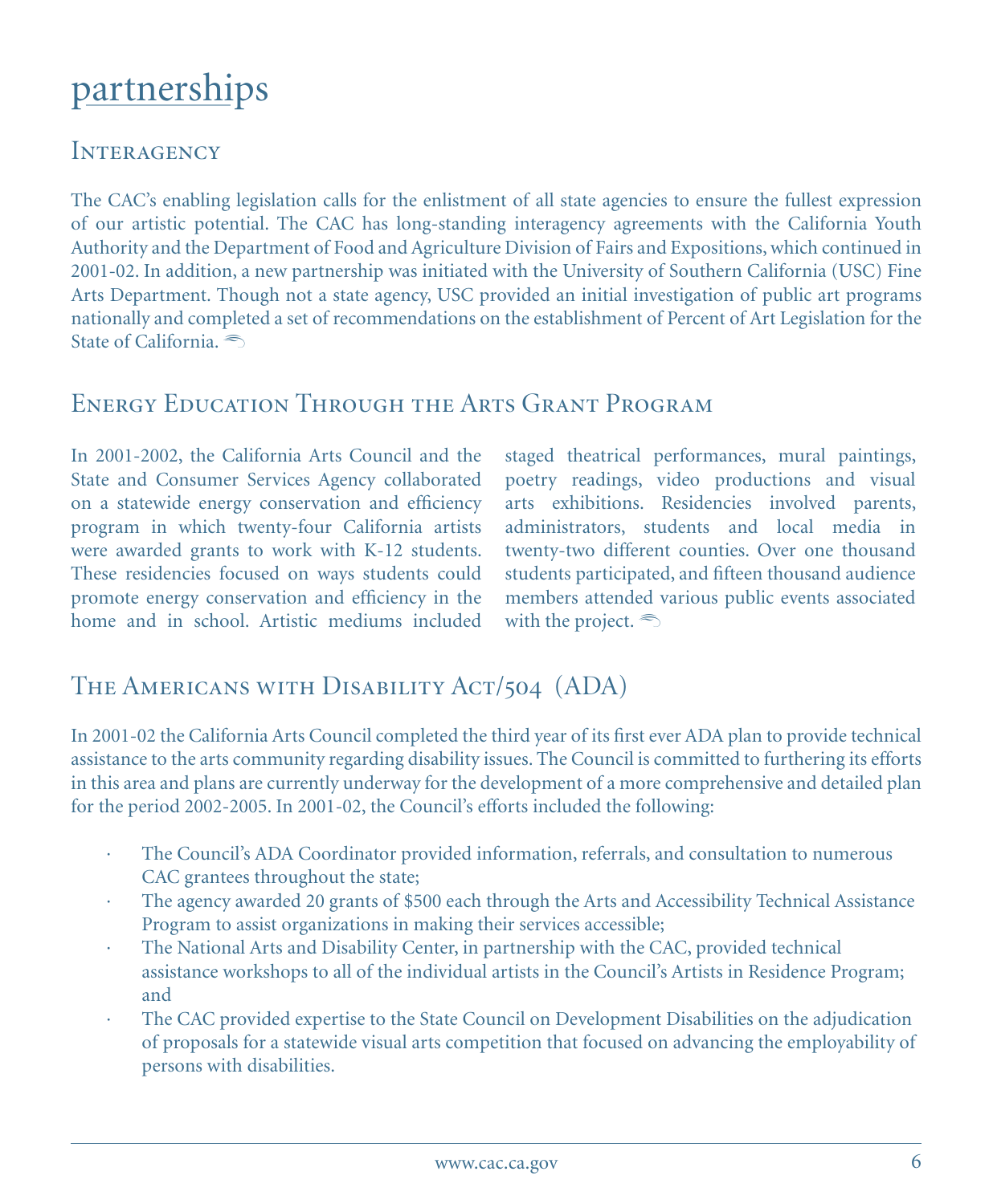# partnerships

## Interagency

The CAC's enabling legislation calls for the enlistment of all state agencies to ensure the fullest expression of our artistic potential. The CAC has long-standing interagency agreements with the California Youth Authority and the Department of Food and Agriculture Division of Fairs and Expositions, which continued in 2001-02. In addition, a new partnership was initiated with the University of Southern California (USC) Fine Arts Department. Though not a state agency, USC provided an initial investigation of public art programs nationally and completed a set of recommendations on the establishment of Percent of Art Legislation for the State of California.

## Energy Education Through the Arts Grant Program

In 2001-2002, the California Arts Council and the State and Consumer Services Agency collaborated on a statewide energy conservation and efficiency program in which twenty-four California artists were awarded grants to work with K-12 students. These residencies focused on ways students could promote energy conservation and efficiency in the home and in school. Artistic mediums included staged theatrical performances, mural paintings, poetry readings, video productions and visual arts exhibitions. Residencies involved parents, administrators, students and local media in twenty-two different counties. Over one thousand students participated, and fifteen thousand audience members attended various public events associated with the project.

## The Americans with Disability Act/504 (ADA)

In 2001-02 the California Arts Council completed the third year of its first ever ADA plan to provide technical assistance to the arts community regarding disability issues. The Council is committed to furthering its efforts in this area and plans are currently underway for the development of a more comprehensive and detailed plan for the period 2002-2005. In 2001-02, the Council's efforts included the following:

- The Council's ADA Coordinator provided information, referrals, and consultation to numerous CAC grantees throughout the state;
- The agency awarded 20 grants of $500 each through the Arts and Accessibility Technical Assistance Program to assist organizations in making their services accessible;
- The National Arts and Disability Center, in partnership with the CAC, provided technical assistance workshops to all of the individual artists in the Council's Artists in Residence Program; and
- The CAC provided expertise to the State Council on Development Disabilities on the adjudication of proposals for a statewide visual arts competition that focused on advancing the employability of persons with disabilities.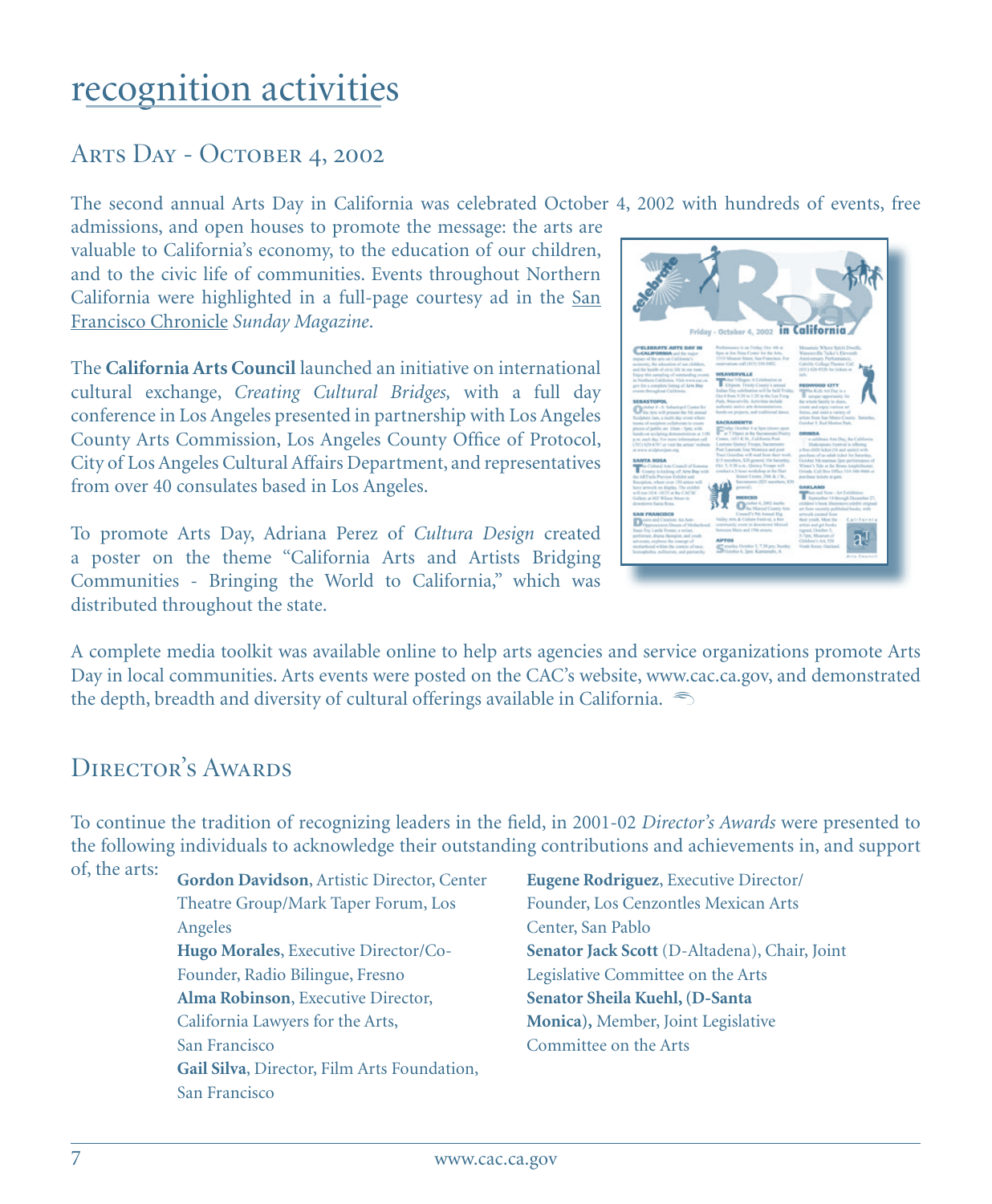# recognition activities

## Arts Day - October 4, 2002

The second annual Arts Day in California was celebrated October 4, 2002 with hundreds of events, free admissions, and open houses to promote the message: the arts are valuable to California's economy, to the education of our children, and to the civic life of communities. Events throughout Northern California were highlighted in a full-page courtesy ad in the San Francisco Chronicle *Sunday Magazine*.

The **California Arts Council** launched an initiative on international cultural exchange, *Creating Cultural Bridges,* with a full day conference in Los Angeles presented in partnership with Los Angeles County Arts Commission, Los Angeles County Office of Protocol, City of Los Angeles Cultural Affairs Department, and representatives from over 40 consulates based in Los Angeles.

To promote Arts Day, Adriana Perez of *Cultura Design* created a poster on the theme "California Arts and Artists Bridging Communities - Bringing the World to California," which was distributed throughout the state.

A complete media toolkit was available online to help arts agencies and service organizations promote Arts Day in local communities. Arts events were posted on the CAC's website, www.cac.ca.gov, and demonstrated the depth, breadth and diversity of cultural offerings available in California.

## Director's Awards

To continue the tradition of recognizing leaders in the field, in 2001-02 *Director's Awards* were presented to the following individuals to acknowledge their outstanding contributions and achievements in, and support of, the arts:

**Gordon Davidson**, Artistic Director, Center Theatre Group/Mark Taper Forum, Los Angeles
**Hugo Morales**, Executive Director/Co-Founder, Radio Bilingue, Fresno
**Alma Robinson**, Executive Director, California Lawyers for the Arts, San Francisco
**Gail Silva**, Director, Film Arts Foundation, San Francisco
**Eugene Rodriguez**, Executive Director/Founder, Los Cenzontles Mexican Arts Center, San Pablo
**Senator Jack Scott** (D-Altadena), Chair, Joint Legislative Committee on the Arts
**Senator Sheila Kuehl, (D-Santa Monica),** Member, Joint Legislative Committee on the Arts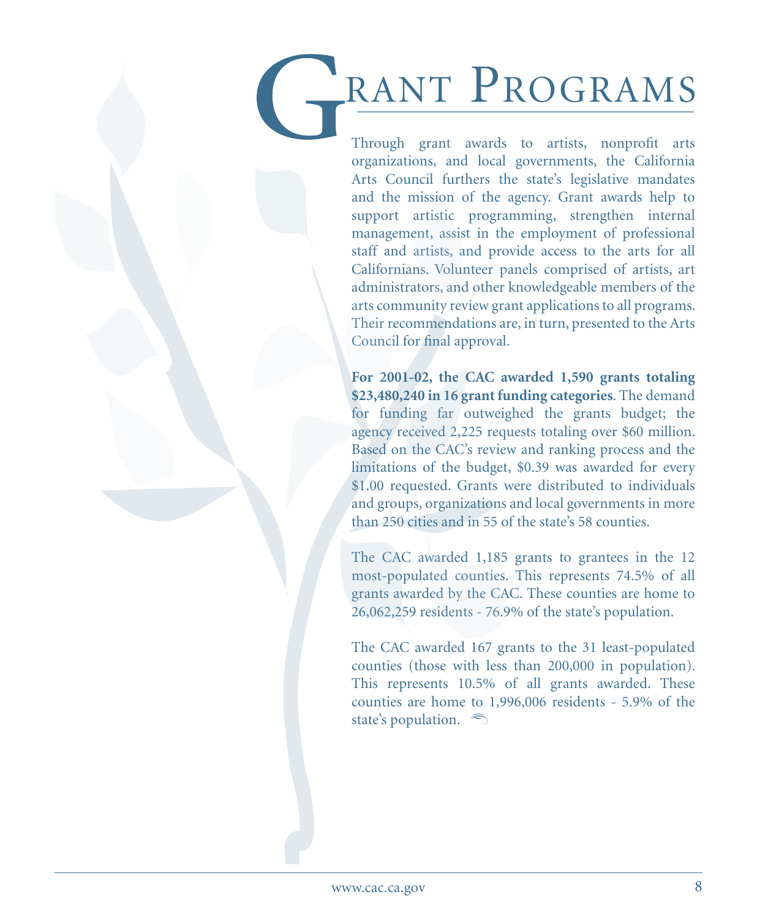# Grant Programs

Through grant awards to artists, nonprofit arts organizations, and local governments, the California Arts Council furthers the state's legislative mandates and the mission of the agency. Grant awards help to support artistic programming, strengthen internal management, assist in the employment of professional staff and artists, and provide access to the arts for all Californians. Volunteer panels comprised of artists, art administrators, and other knowledgeable members of the arts community review grant applications to all programs. Their recommendations are, in turn, presented to the Arts Council for final approval.

**For 2001-02, the CAC awarded 1,590 grants totaling $23,480,240 in 16 grant funding categories**. The demand for funding far outweighed the grants budget; the agency received 2,225 requests totaling over $60 million. Based on the CAC's review and ranking process and the limitations of the budget, $0.39 was awarded for every $1.00 requested. Grants were distributed to individuals and groups, organizations and local governments in more than 250 cities and in 55 of the state's 58 counties.

The CAC awarded 1,185 grants to grantees in the 12 most-populated counties. This represents 74.5% of all grants awarded by the CAC. These counties are home to 26,062,259 residents - 76.9% of the state's population.

The CAC awarded 167 grants to the 31 least-populated counties (those with less than 200,000 in population). This represents 10.5% of all grants awarded. These counties are home to 1,996,006 residents - 5.9% of the state's population.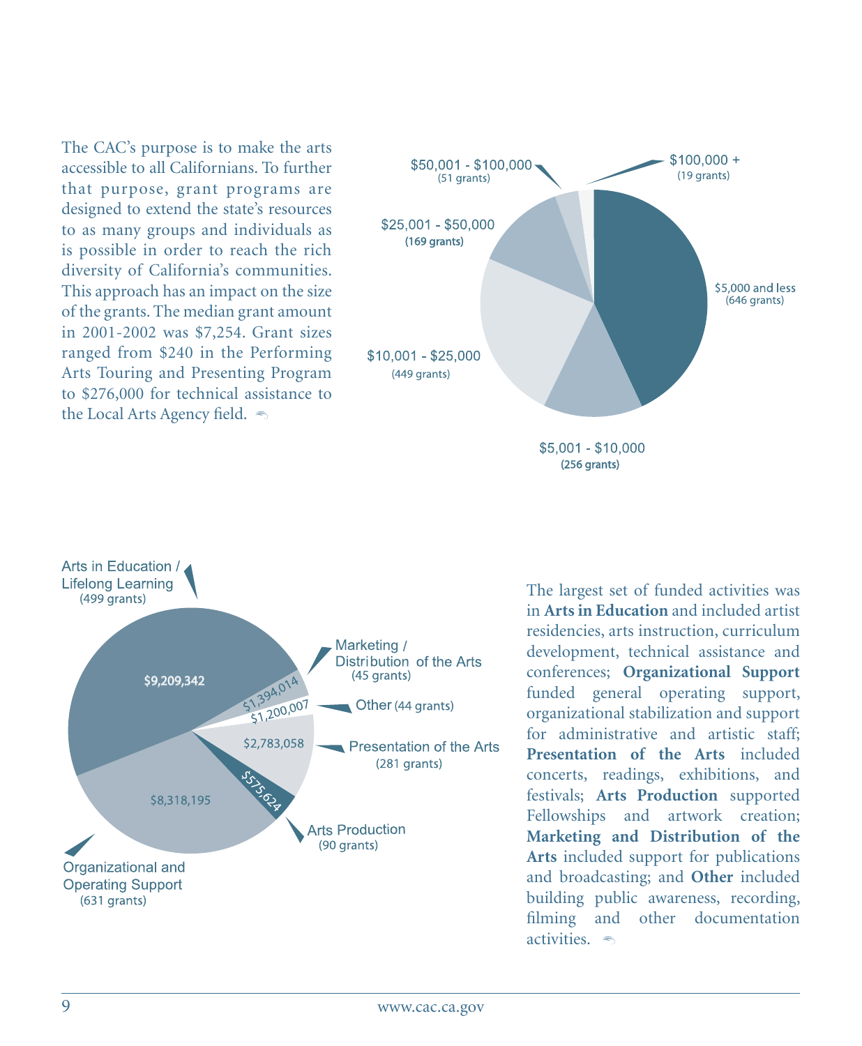The CAC's purpose is to make the arts accessible to all Californians. To further that purpose, grant programs are designed to extend the state's resources to as many groups and individuals as is possible in order to reach the rich diversity of California's communities. This approach has an impact on the size of the grants. The median grant amount in 2001-2002 was $7,254. Grant sizes ranged from $240 in the Performing Arts Touring and Presenting Program to $276,000 for technical assistance to the Local Arts Agency field.

| Grant Size | Number of Grants |
|---|---|
| $5,000 and less | 646 grants |
| $5,001 - $10,000 | 256 grants |
| $10,001 - $25,000 | 449 grants |
| $25,001 - $50,000 | 169 grants |
| $50,001 - $100,000 | 51 grants |
| $100,000 + | 19 grants |

| Activity | Amount | Number of Grants |
|---|---|---|
| Arts in Education / Lifelong Learning | $9,209,342 | 499 grants |
| Marketing / Distribution of the Arts | $1,394,014 | 45 grants |
| Other | $1,200,007 | 44 grants |
| Presentation of the Arts | $2,783,058 | 281 grants |
| Arts Production | $575,624 | 90 grants |
| Organizational and Operating Support | $8,318,195 | 631 grants |

The largest set of funded activities was in **Arts in Education** and included artist residencies, arts instruction, curriculum development, technical assistance and conferences; **Organizational Support** funded general operating support, organizational stabilization and support for administrative and artistic staff; **Presentation of the Arts** included concerts, readings, exhibitions, and festivals; **Arts Production** supported Fellowships and artwork creation; **Marketing and Distribution of the Arts** included support for publications and broadcasting; and **Other** included building public awareness, recording, filming and other documentation activities.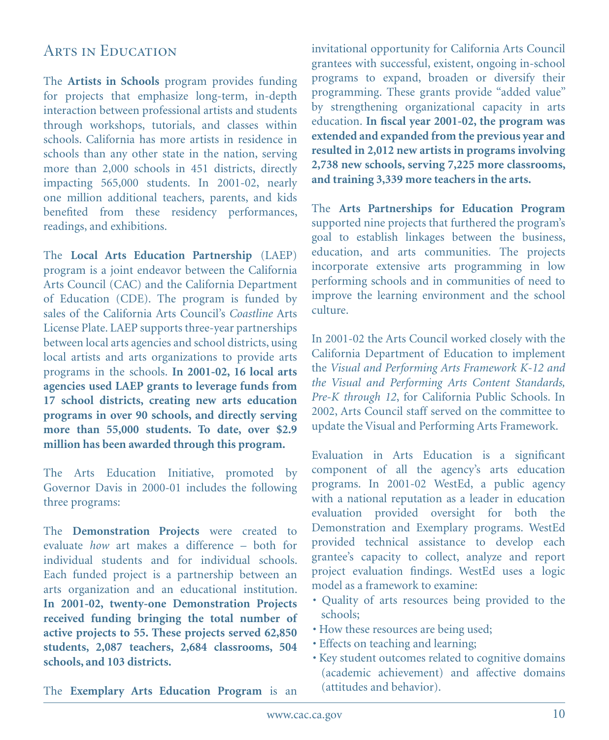# Arts in Education

The **Artists in Schools** program provides funding for projects that emphasize long-term, in-depth interaction between professional artists and students through workshops, tutorials, and classes within schools. California has more artists in residence in schools than any other state in the nation, serving more than 2,000 schools in 451 districts, directly impacting 565,000 students. In 2001-02, nearly one million additional teachers, parents, and kids benefited from these residency performances, readings, and exhibitions.

The **Local Arts Education Partnership** (LAEP) program is a joint endeavor between the California Arts Council (CAC) and the California Department of Education (CDE). The program is funded by sales of the California Arts Council's *Coastline* Arts License Plate. LAEP supports three-year partnerships between local arts agencies and school districts, using local artists and arts organizations to provide arts programs in the schools. **In 2001-02, 16 local arts agencies used LAEP grants to leverage funds from 17 school districts, creating new arts education programs in over 90 schools, and directly serving more than 55,000 students. To date, over $2.9 million has been awarded through this program.**

The Arts Education Initiative, promoted by Governor Davis in 2000-01 includes the following three programs:

The **Demonstration Projects** were created to evaluate *how* art makes a difference – both for individual students and for individual schools. Each funded project is a partnership between an arts organization and an educational institution. **In 2001-02, twenty-one Demonstration Projects received funding bringing the total number of active projects to 55. These projects served 62,850 students, 2,087 teachers, 2,684 classrooms, 504 schools, and 103 districts.**

The **Exemplary Arts Education Program** is an invitational opportunity for California Arts Council grantees with successful, existent, ongoing in-school programs to expand, broaden or diversify their programming. These grants provide "added value" by strengthening organizational capacity in arts education. **In fiscal year 2001-02, the program was extended and expanded from the previous year and resulted in 2,012 new artists in programs involving 2,738 new schools, serving 7,225 more classrooms, and training 3,339 more teachers in the arts.**

The **Arts Partnerships for Education Program** supported nine projects that furthered the program's goal to establish linkages between the business, education, and arts communities. The projects incorporate extensive arts programming in low performing schools and in communities of need to improve the learning environment and the school culture.

In 2001-02 the Arts Council worked closely with the California Department of Education to implement the *Visual and Performing Arts Framework K-12 and the Visual and Performing Arts Content Standards, Pre-K through 12*, for California Public Schools. In 2002, Arts Council staff served on the committee to update the Visual and Performing Arts Framework.

Evaluation in Arts Education is a significant component of all the agency's arts education programs. In 2001-02 WestEd, a public agency with a national reputation as a leader in education evaluation provided oversight for both the Demonstration and Exemplary programs. WestEd provided technical assistance to develop each grantee's capacity to collect, analyze and report project evaluation findings. WestEd uses a logic model as a framework to examine:

- Quality of arts resources being provided to the schools;
- How these resources are being used;
- Effects on teaching and learning;
- Key student outcomes related to cognitive domains (academic achievement) and affective domains (attitudes and behavior).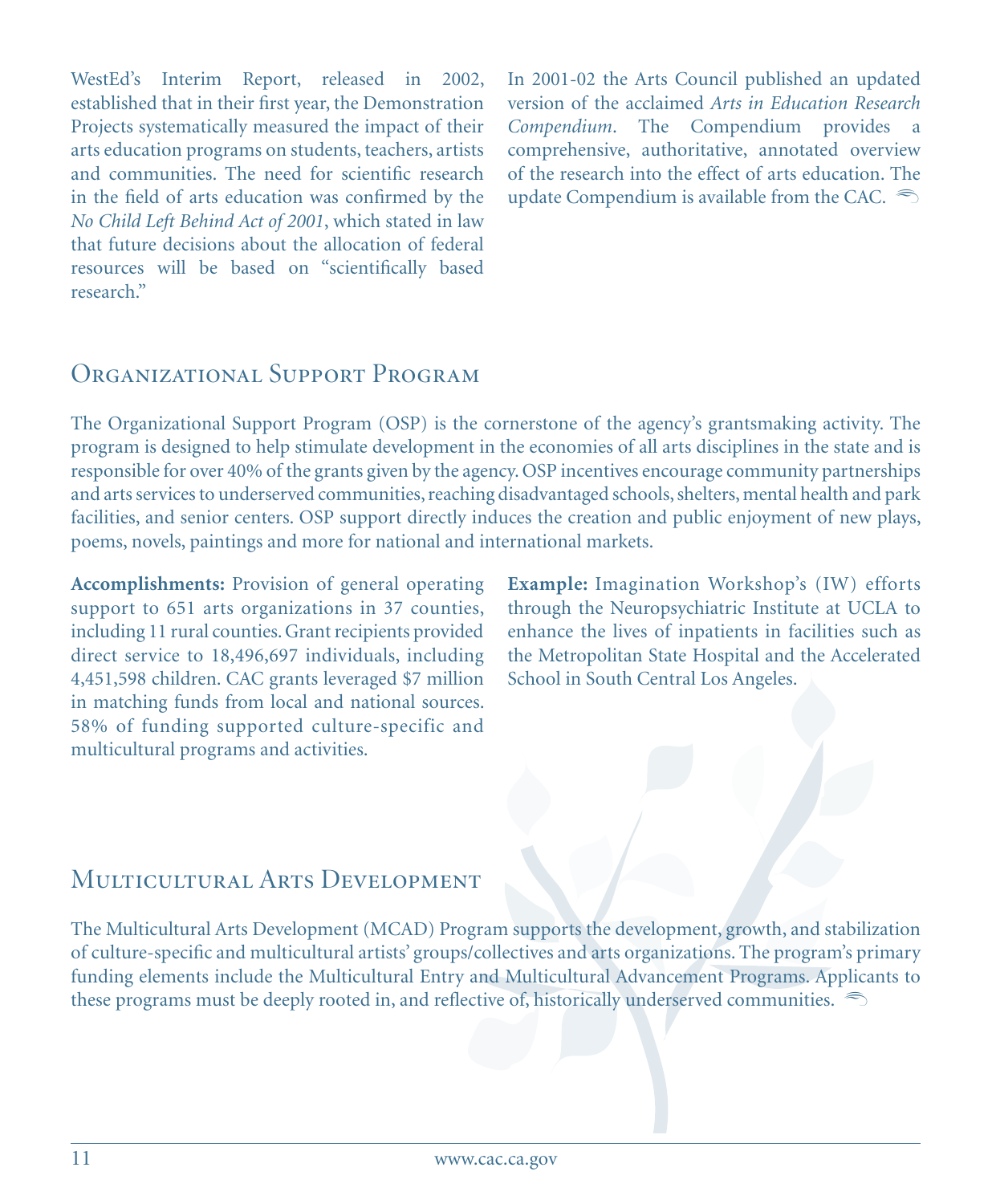WestEd's Interim Report, released in 2002, established that in their first year, the Demonstration Projects systematically measured the impact of their arts education programs on students, teachers, artists and communities. The need for scientific research in the field of arts education was confirmed by the *No Child Left Behind Act of 2001*, which stated in law that future decisions about the allocation of federal resources will be based on "scientifically based research."

In 2001-02 the Arts Council published an updated version of the acclaimed *Arts in Education Research Compendium*. The Compendium provides a comprehensive, authoritative, annotated overview of the research into the effect of arts education. The update Compendium is available from the CAC.

## Organizational Support Program

The Organizational Support Program (OSP) is the cornerstone of the agency's grantsmaking activity. The program is designed to help stimulate development in the economies of all arts disciplines in the state and is responsible for over 40% of the grants given by the agency. OSP incentives encourage community partnerships and arts services to underserved communities, reaching disadvantaged schools, shelters, mental health and park facilities, and senior centers. OSP support directly induces the creation and public enjoyment of new plays, poems, novels, paintings and more for national and international markets.

**Accomplishments:** Provision of general operating support to 651 arts organizations in 37 counties, including 11 rural counties. Grant recipients provided direct service to 18,496,697 individuals, including 4,451,598 children. CAC grants leveraged $7 million in matching funds from local and national sources. 58% of funding supported culture-specific and multicultural programs and activities.

**Example:** Imagination Workshop's (IW) efforts through the Neuropsychiatric Institute at UCLA to enhance the lives of inpatients in facilities such as the Metropolitan State Hospital and the Accelerated School in South Central Los Angeles.

## Multicultural Arts Development

The Multicultural Arts Development (MCAD) Program supports the development, growth, and stabilization of culture-specific and multicultural artists' groups/collectives and arts organizations. The program's primary funding elements include the Multicultural Entry and Multicultural Advancement Programs. Applicants to these programs must be deeply rooted in, and reflective of, historically underserved communities.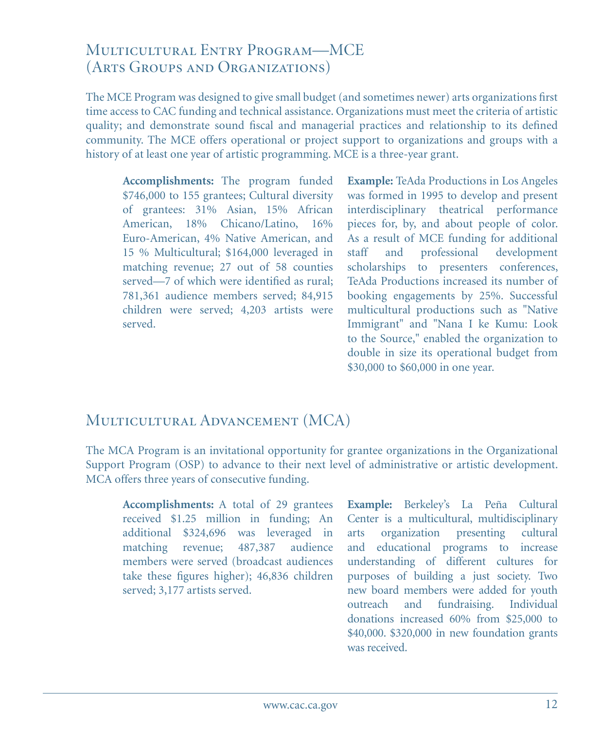## Multicultural Entry Program—MCE (Arts Groups and Organizations)

The MCE Program was designed to give small budget (and sometimes newer) arts organizations first time access to CAC funding and technical assistance. Organizations must meet the criteria of artistic quality; and demonstrate sound fiscal and managerial practices and relationship to its defined community. The MCE offers operational or project support to organizations and groups with a history of at least one year of artistic programming. MCE is a three-year grant.

**Accomplishments:** The program funded $746,000 to 155 grantees; Cultural diversity of grantees: 31% Asian, 15% African American, 18% Chicano/Latino, 16% Euro-American, 4% Native American, and 15 % Multicultural; $164,000 leveraged in matching revenue; 27 out of 58 counties served—7 of which were identified as rural; 781,361 audience members served; 84,915 children were served; 4,203 artists were served.

**Example:** TeAda Productions in Los Angeles was formed in 1995 to develop and present interdisciplinary theatrical performance pieces for, by, and about people of color. As a result of MCE funding for additional staff and professional development scholarships to presenters conferences, TeAda Productions increased its number of booking engagements by 25%. Successful multicultural productions such as "Native Immigrant" and "Nana I ke Kumu: Look to the Source," enabled the organization to double in size its operational budget from $30,000 to $60,000 in one year.

## Multicultural Advancement (MCA)

The MCA Program is an invitational opportunity for grantee organizations in the Organizational Support Program (OSP) to advance to their next level of administrative or artistic development. MCA offers three years of consecutive funding.

**Accomplishments:** A total of 29 grantees received $1.25 million in funding; An additional $324,696 was leveraged in matching revenue; 487,387 audience members were served (broadcast audiences take these figures higher); 46,836 children served; 3,177 artists served.

**Example:** Berkeley's La Peña Cultural Center is a multicultural, multidisciplinary arts organization presenting cultural and educational programs to increase understanding of different cultures for purposes of building a just society. Two new board members were added for youth outreach and fundraising. Individual donations increased 60% from $25,000 to $40,000. $320,000 in new foundation grants was received.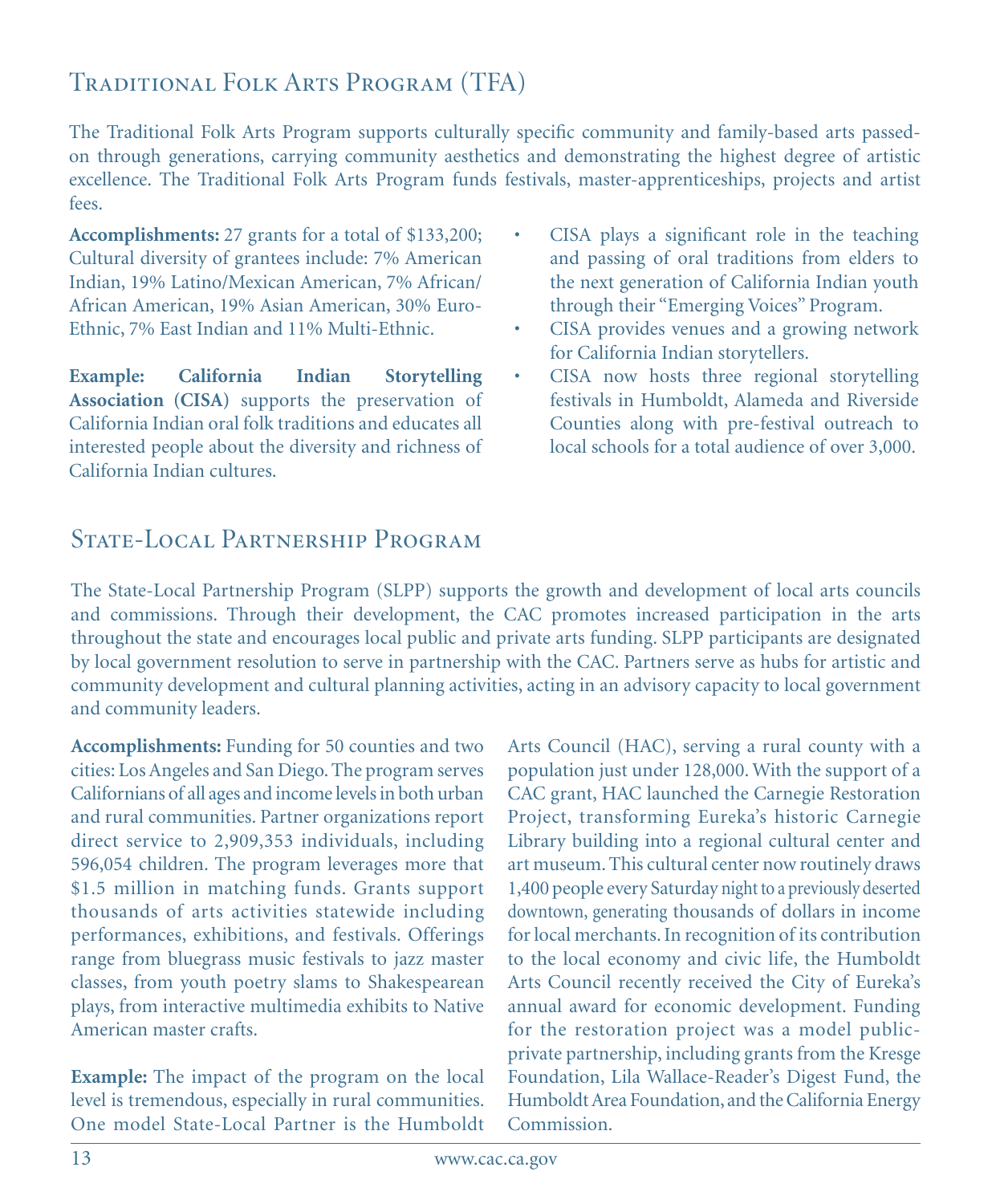## Traditional Folk Arts Program (TFA)

The Traditional Folk Arts Program supports culturally specific community and family-based arts passed-on through generations, carrying community aesthetics and demonstrating the highest degree of artistic excellence. The Traditional Folk Arts Program funds festivals, master-apprenticeships, projects and artist fees.

**Accomplishments:** 27 grants for a total of $133,200; Cultural diversity of grantees include: 7% American Indian, 19% Latino/Mexican American, 7% African/African American, 19% Asian American, 30% Euro-Ethnic, 7% East Indian and 11% Multi-Ethnic.

**Example: California Indian Storytelling Association (CISA)** supports the preservation of California Indian oral folk traditions and educates all interested people about the diversity and richness of California Indian cultures.

- CISA plays a significant role in the teaching and passing of oral traditions from elders to the next generation of California Indian youth through their "Emerging Voices" Program.
- CISA provides venues and a growing network for California Indian storytellers.
- CISA now hosts three regional storytelling festivals in Humboldt, Alameda and Riverside Counties along with pre-festival outreach to local schools for a total audience of over 3,000.

## State-Local Partnership Program

The State-Local Partnership Program (SLPP) supports the growth and development of local arts councils and commissions. Through their development, the CAC promotes increased participation in the arts throughout the state and encourages local public and private arts funding. SLPP participants are designated by local government resolution to serve in partnership with the CAC. Partners serve as hubs for artistic and community development and cultural planning activities, acting in an advisory capacity to local government and community leaders.

**Accomplishments:** Funding for 50 counties and two cities: Los Angeles and San Diego. The program serves Californians of all ages and income levels in both urban and rural communities. Partner organizations report direct service to 2,909,353 individuals, including 596,054 children. The program leverages more that $1.5 million in matching funds. Grants support thousands of arts activities statewide including performances, exhibitions, and festivals. Offerings range from bluegrass music festivals to jazz master classes, from youth poetry slams to Shakespearean plays, from interactive multimedia exhibits to Native American master crafts.

**Example:** The impact of the program on the local level is tremendous, especially in rural communities. One model State-Local Partner is the Humboldt Arts Council (HAC), serving a rural county with a population just under 128,000. With the support of a CAC grant, HAC launched the Carnegie Restoration Project, transforming Eureka's historic Carnegie Library building into a regional cultural center and art museum. This cultural center now routinely draws 1,400 people every Saturday night to a previously deserted downtown, generating thousands of dollars in income for local merchants. In recognition of its contribution to the local economy and civic life, the Humboldt Arts Council recently received the City of Eureka's annual award for economic development. Funding for the restoration project was a model public-private partnership, including grants from the Kresge Foundation, Lila Wallace-Reader's Digest Fund, the Humboldt Area Foundation, and the California Energy Commission.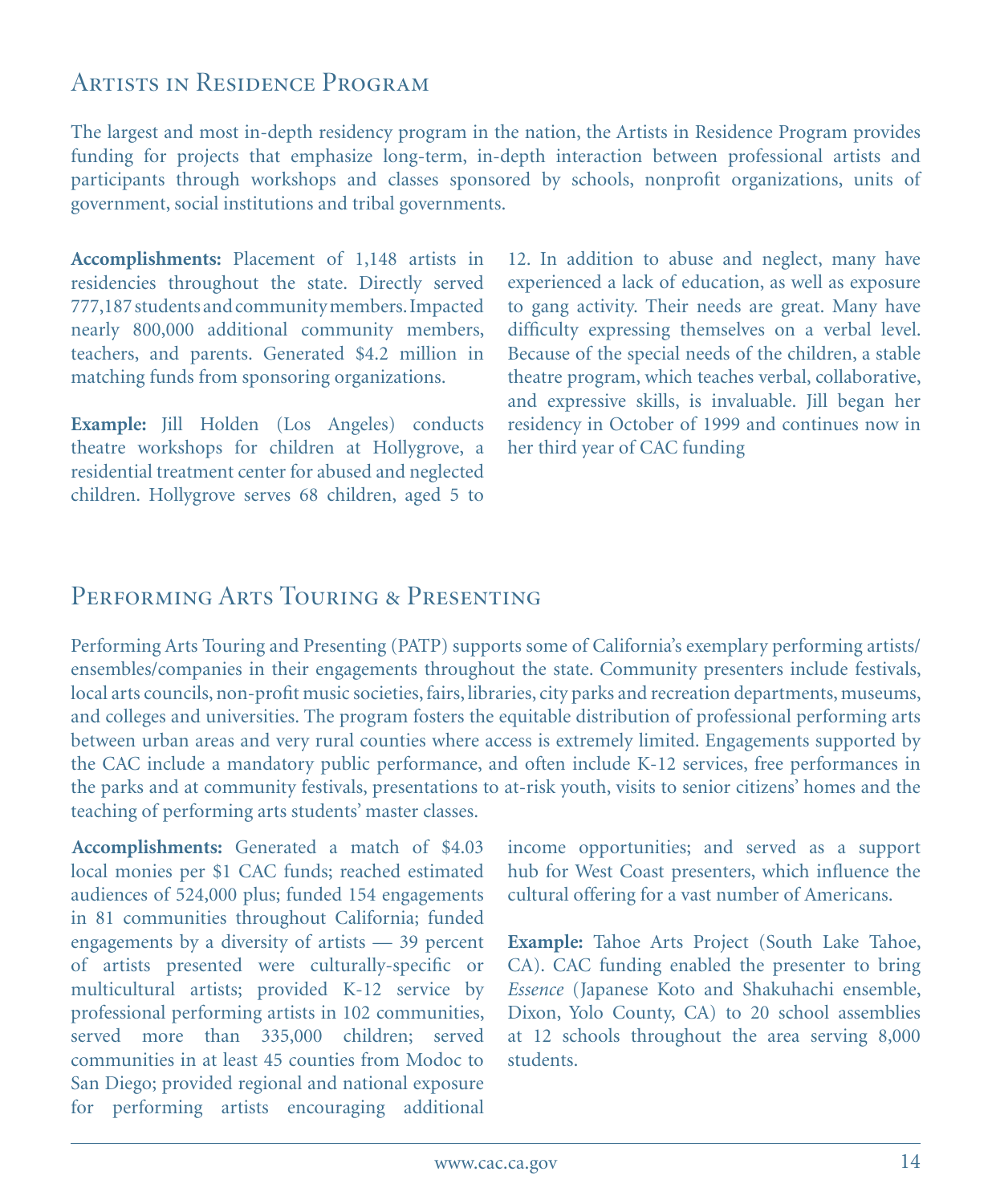## Artists in Residence Program

The largest and most in-depth residency program in the nation, the Artists in Residence Program provides funding for projects that emphasize long-term, in-depth interaction between professional artists and participants through workshops and classes sponsored by schools, nonprofit organizations, units of government, social institutions and tribal governments.

**Accomplishments:** Placement of 1,148 artists in residencies throughout the state. Directly served 777,187 students and community members. Impacted nearly 800,000 additional community members, teachers, and parents. Generated $4.2 million in matching funds from sponsoring organizations.

**Example:** Jill Holden (Los Angeles) conducts theatre workshops for children at Hollygrove, a residential treatment center for abused and neglected children. Hollygrove serves 68 children, aged 5 to 12. In addition to abuse and neglect, many have experienced a lack of education, as well as exposure to gang activity. Their needs are great. Many have difficulty expressing themselves on a verbal level. Because of the special needs of the children, a stable theatre program, which teaches verbal, collaborative, and expressive skills, is invaluable. Jill began her residency in October of 1999 and continues now in her third year of CAC funding

## Performing Arts Touring & Presenting

Performing Arts Touring and Presenting (PATP) supports some of California's exemplary performing artists/ensembles/companies in their engagements throughout the state. Community presenters include festivals, local arts councils, non-profit music societies, fairs, libraries, city parks and recreation departments, museums, and colleges and universities. The program fosters the equitable distribution of professional performing arts between urban areas and very rural counties where access is extremely limited. Engagements supported by the CAC include a mandatory public performance, and often include K-12 services, free performances in the parks and at community festivals, presentations to at-risk youth, visits to senior citizens' homes and the teaching of performing arts students' master classes.

**Accomplishments:** Generated a match of $4.03 local monies per $1 CAC funds; reached estimated audiences of 524,000 plus; funded 154 engagements in 81 communities throughout California; funded engagements by a diversity of artists — 39 percent of artists presented were culturally-specific or multicultural artists; provided K-12 service by professional performing artists in 102 communities, served more than 335,000 children; served communities in at least 45 counties from Modoc to San Diego; provided regional and national exposure for performing artists encouraging additional income opportunities; and served as a support hub for West Coast presenters, which influence the cultural offering for a vast number of Americans.

**Example:** Tahoe Arts Project (South Lake Tahoe, CA). CAC funding enabled the presenter to bring *Essence* (Japanese Koto and Shakuhachi ensemble, Dixon, Yolo County, CA) to 20 school assemblies at 12 schools throughout the area serving 8,000 students.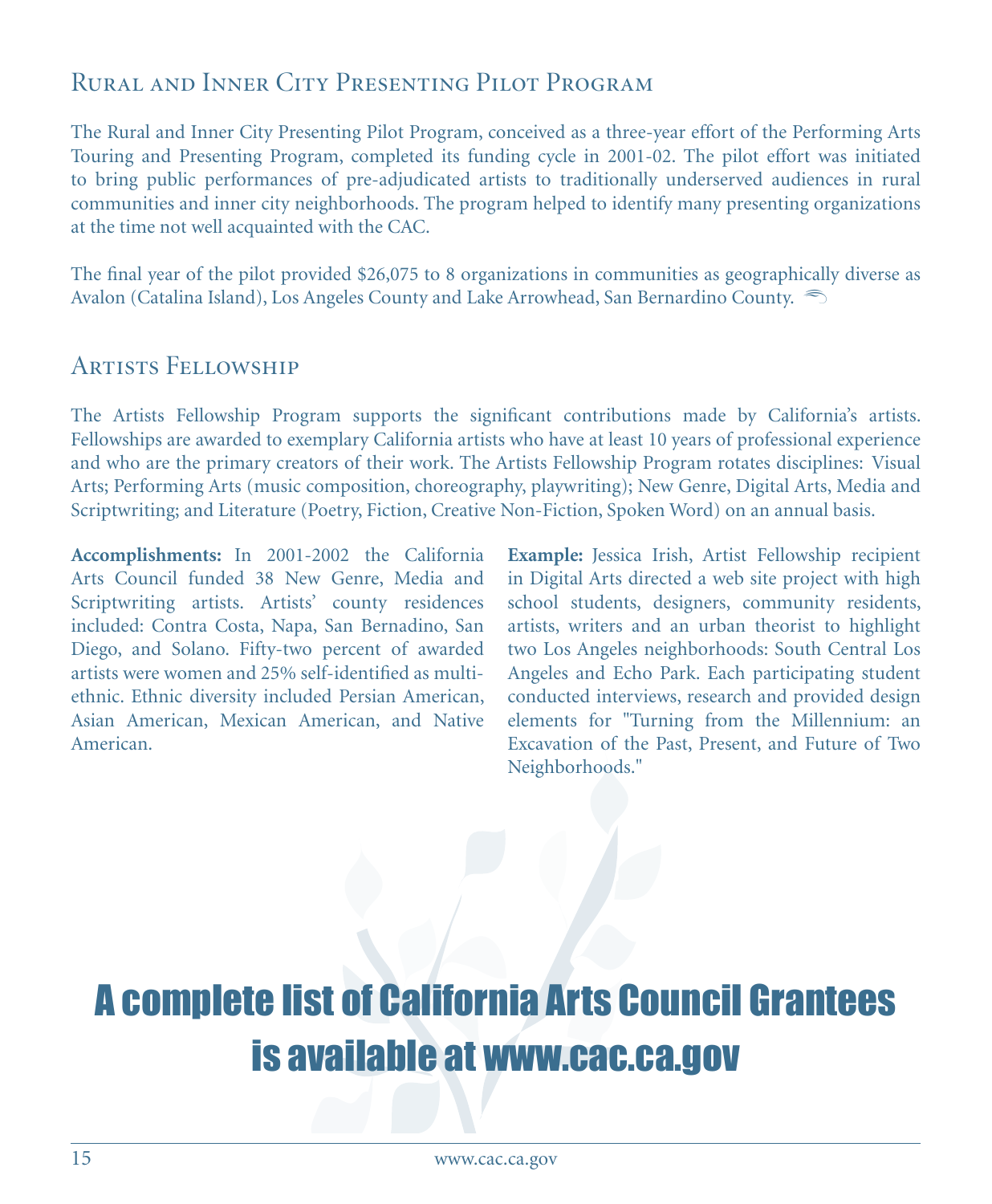## Rural and Inner City Presenting Pilot Program

The Rural and Inner City Presenting Pilot Program, conceived as a three-year effort of the Performing Arts Touring and Presenting Program, completed its funding cycle in 2001-02. The pilot effort was initiated to bring public performances of pre-adjudicated artists to traditionally underserved audiences in rural communities and inner city neighborhoods. The program helped to identify many presenting organizations at the time not well acquainted with the CAC.

The final year of the pilot provided $26,075 to 8 organizations in communities as geographically diverse as Avalon (Catalina Island), Los Angeles County and Lake Arrowhead, San Bernardino County.

## Artists Fellowship

The Artists Fellowship Program supports the significant contributions made by California's artists. Fellowships are awarded to exemplary California artists who have at least 10 years of professional experience and who are the primary creators of their work. The Artists Fellowship Program rotates disciplines: Visual Arts; Performing Arts (music composition, choreography, playwriting); New Genre, Digital Arts, Media and Scriptwriting; and Literature (Poetry, Fiction, Creative Non-Fiction, Spoken Word) on an annual basis.

**Accomplishments:** In 2001-2002 the California Arts Council funded 38 New Genre, Media and Scriptwriting artists. Artists' county residences included: Contra Costa, Napa, San Bernadino, San Diego, and Solano. Fifty-two percent of awarded artists were women and 25% self-identified as multi-ethnic. Ethnic diversity included Persian American, Asian American, Mexican American, and Native American.

**Example:** Jessica Irish, Artist Fellowship recipient in Digital Arts directed a web site project with high school students, designers, community residents, artists, writers and an urban theorist to highlight two Los Angeles neighborhoods: South Central Los Angeles and Echo Park. Each participating student conducted interviews, research and provided design elements for "Turning from the Millennium: an Excavation of the Past, Present, and Future of Two Neighborhoods."

**A complete list of California Arts Council Grantees is available at www.cac.ca.gov**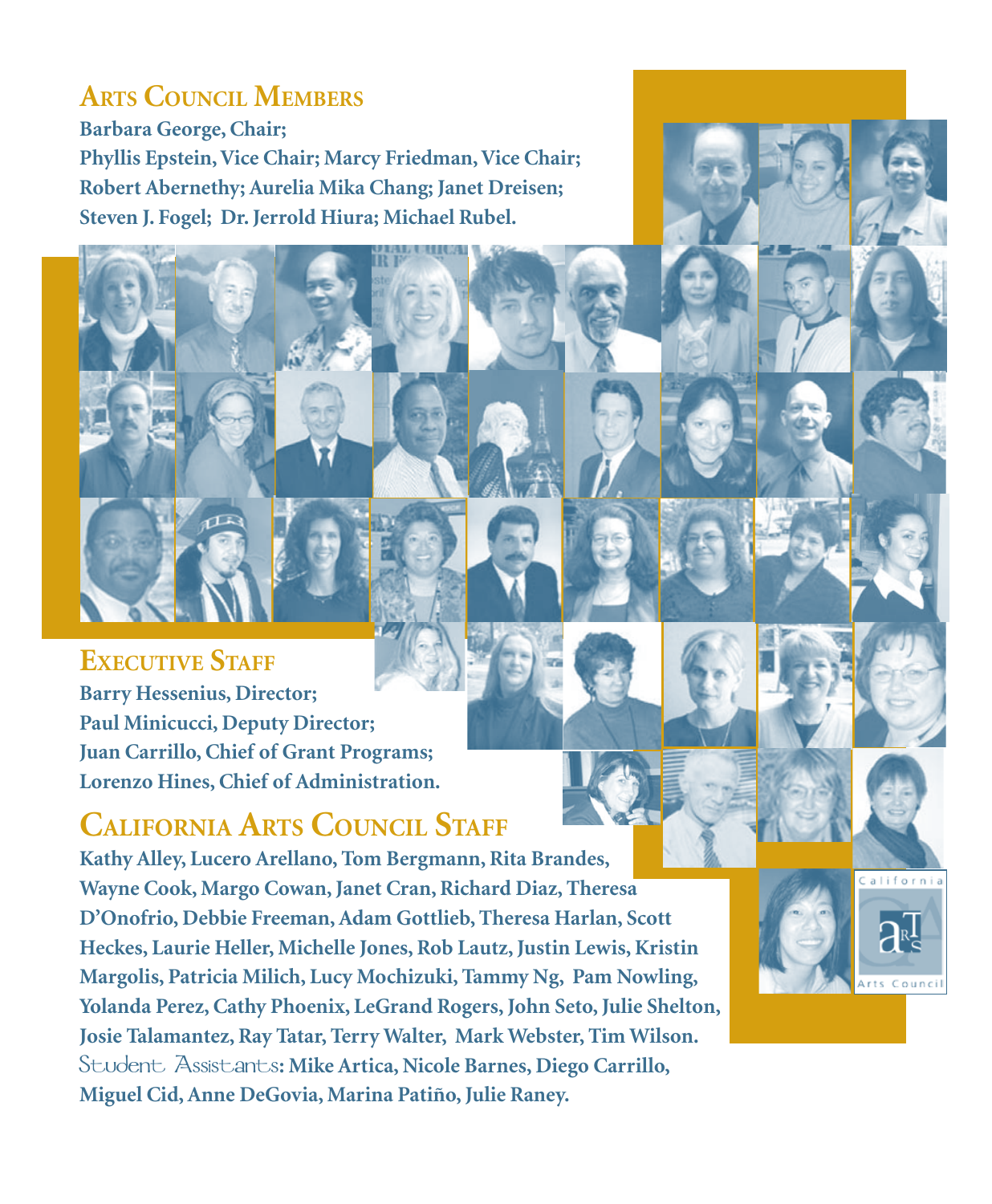## Arts Council Members

**Barbara George, Chair;**
**Phyllis Epstein, Vice Chair; Marcy Friedman, Vice Chair;**
**Robert Abernethy; Aurelia Mika Chang; Janet Dreisen;**
**Steven J. Fogel; Dr. Jerrold Hiura; Michael Rubel.**

## Executive Staff

**Barry Hessenius, Director;**
**Paul Minicucci, Deputy Director;**
**Juan Carrillo, Chief of Grant Programs;**
**Lorenzo Hines, Chief of Administration.**

## California Arts Council Staff

**Kathy Alley, Lucero Arellano, Tom Bergmann, Rita Brandes, Wayne Cook, Margo Cowan, Janet Cran, Richard Diaz, Theresa D'Onofrio, Debbie Freeman, Adam Gottlieb, Theresa Harlan, Scott Heckes, Laurie Heller, Michelle Jones, Rob Lautz, Justin Lewis, Kristin Margolis, Patricia Milich, Lucy Mochizuki, Tammy Ng, Pam Nowling, Yolanda Perez, Cathy Phoenix, LeGrand Rogers, John Seto, Julie Shelton, Josie Talamantez, Ray Tatar, Terry Walter, Mark Webster, Tim Wilson.**

Student Assistants: **Mike Artica, Nicole Barnes, Diego Carrillo, Miguel Cid, Anne DeGovia, Marina Patiño, Julie Raney.**

California Arts Council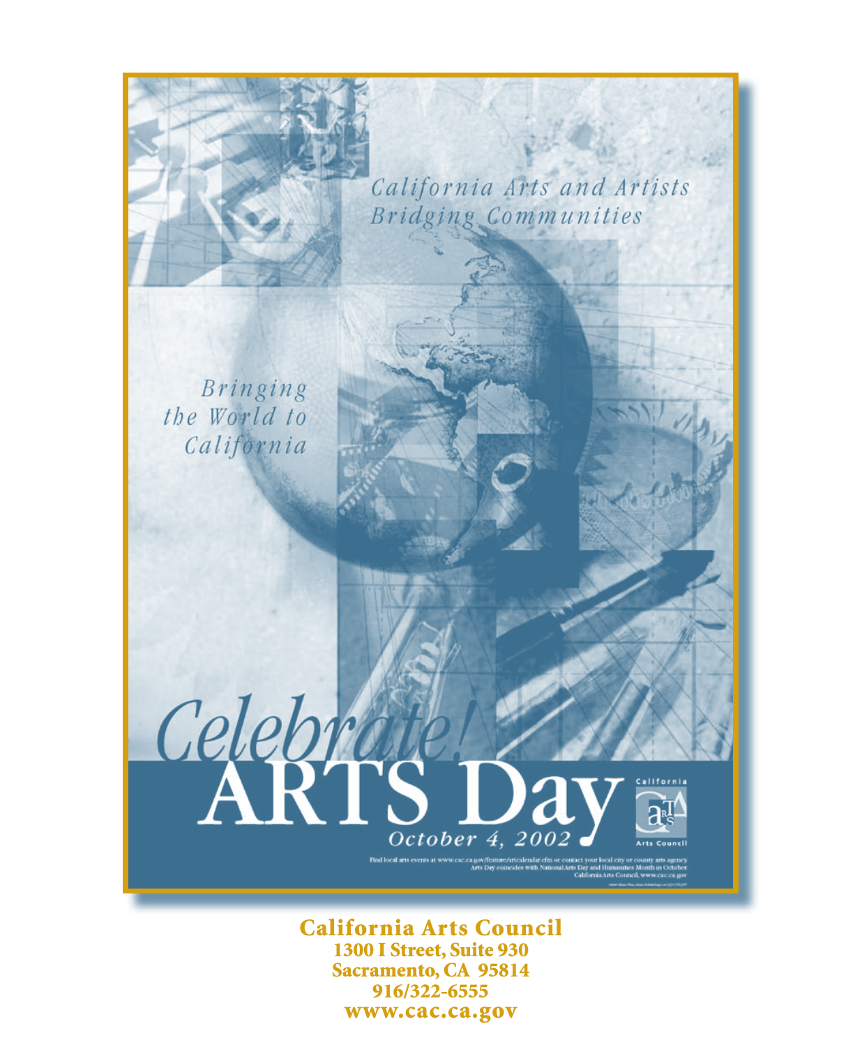California Arts and Artists
Bridging Communities

Bringing
the World to
California

Celebrate!
ARTS Day
October 4, 2002

California Arts Council

Find local arts events at www.cac.ca.gov/feature/artcalendar.cfm or contact your local city or county arts agency.
Arts Day coincides with National Arts Day and Humanities Month in October.
California Arts Council, www.cac.ca.gov

**California Arts Council**
**1300 I Street, Suite 930**
**Sacramento, CA 95814**
**916/322-6555**
**www.cac.ca.gov**